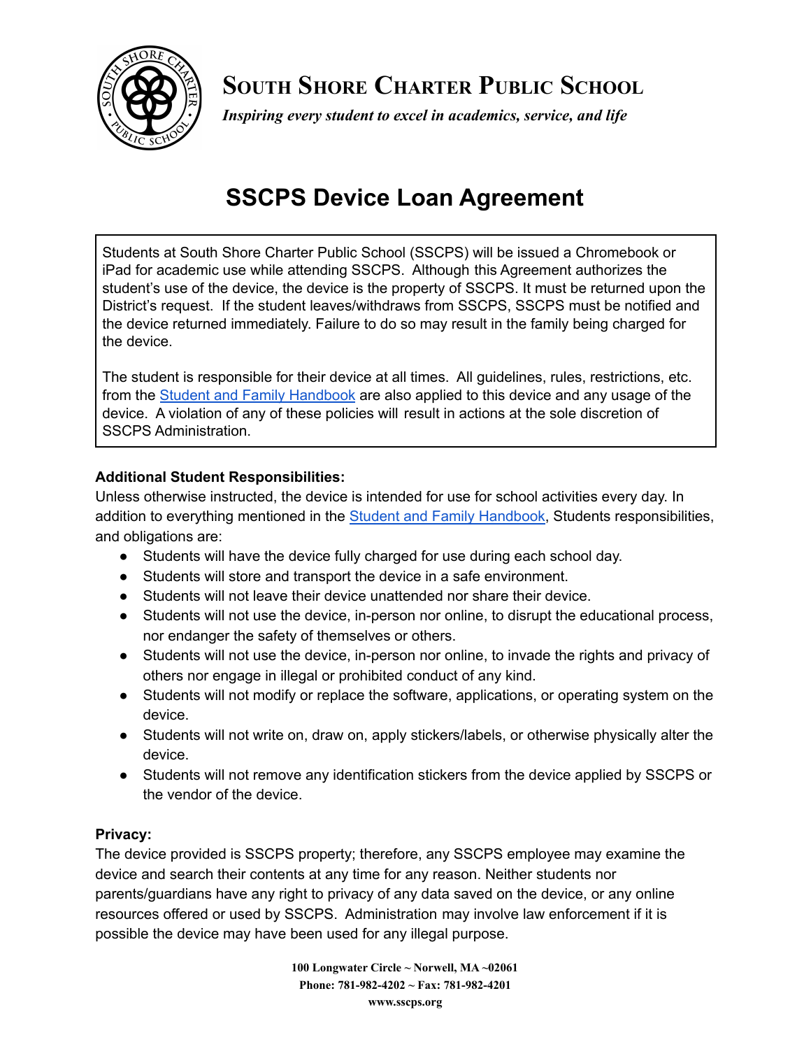# South Shore Charter Public School

*Inspiring every student to excel in academics, service, and life*

# SSCPS Device Loan Agreement

Students at South Shore Charter Public School (SSCPS) will be issued a Chromebook or iPad for academic use while attending SSCPS. Although this Agreement authorizes the student's use of the device, the device is the property of SSCPS. It must be returned upon the District's request. If the student leaves/withdraws from SSCPS, SSCPS must be notified and the device returned immediately. Failure to do so may result in the family being charged for the device.

The student is responsible for their device at all times. All guidelines, rules, restrictions, etc. from the Student and Family Handbook are also applied to this device and any usage of the device. A violation of any of these policies will result in actions at the sole discretion of SSCPS Administration.

**Additional Student Responsibilities:**

Unless otherwise instructed, the device is intended for use for school activities every day. In addition to everything mentioned in the Student and Family Handbook, Students responsibilities, and obligations are:

- Students will have the device fully charged for use during each school day.
- Students will store and transport the device in a safe environment.
- Students will not leave their device unattended nor share their device.
- Students will not use the device, in-person nor online, to disrupt the educational process, nor endanger the safety of themselves or others.
- Students will not use the device, in-person nor online, to invade the rights and privacy of others nor engage in illegal or prohibited conduct of any kind.
- Students will not modify or replace the software, applications, or operating system on the device.
- Students will not write on, draw on, apply stickers/labels, or otherwise physically alter the device.
- Students will not remove any identification stickers from the device applied by SSCPS or the vendor of the device.

**Privacy:**

The device provided is SSCPS property; therefore, any SSCPS employee may examine the device and search their contents at any time for any reason. Neither students nor parents/guardians have any right to privacy of any data saved on the device, or any online resources offered or used by SSCPS. Administration may involve law enforcement if it is possible the device may have been used for any illegal purpose.

**100 Longwater Circle ~ Norwell, MA ~02061**
**Phone: 781-982-4202 ~ Fax: 781-982-4201**
**www.sscps.org**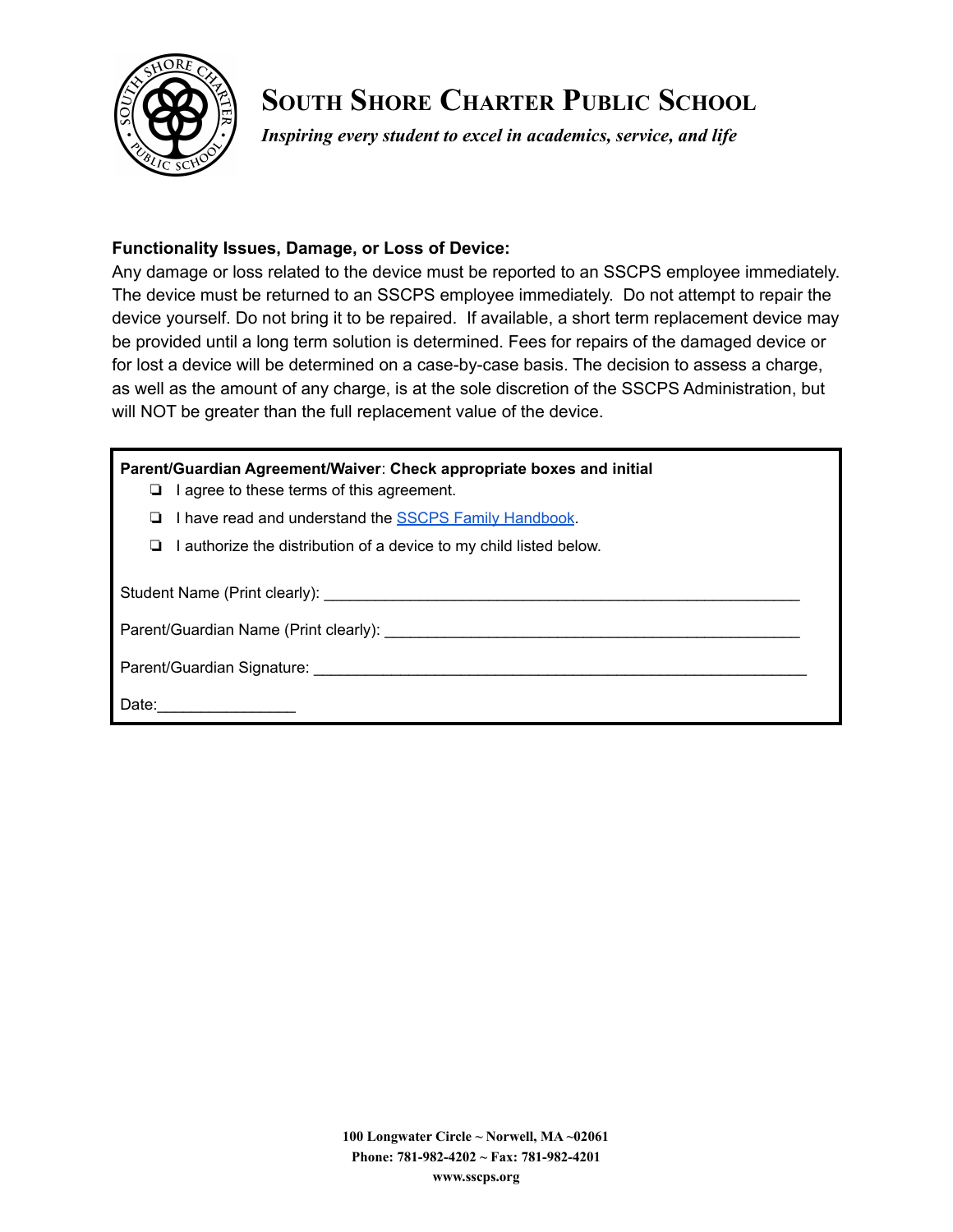# South Shore Charter Public School

*Inspiring every student to excel in academics, service, and life*

**Functionality Issues, Damage, or Loss of Device:**

Any damage or loss related to the device must be reported to an SSCPS employee immediately. The device must be returned to an SSCPS employee immediately. Do not attempt to repair the device yourself. Do not bring it to be repaired. If available, a short term replacement device may be provided until a long term solution is determined. Fees for repairs of the damaged device or for lost a device will be determined on a case-by-case basis. The decision to assess a charge, as well as the amount of any charge, is at the sole discretion of the SSCPS Administration, but will NOT be greater than the full replacement value of the device.

**Parent/Guardian Agreement/Waiver**: **Check appropriate boxes and initial**

- ❏ I agree to these terms of this agreement.
- ❏ I have read and understand the SSCPS Family Handbook.
- ❏ I authorize the distribution of a device to my child listed below.

Student Name (Print clearly): ________________________________________________________

Parent/Guardian Name (Print clearly): ________________________________________________

Parent/Guardian Signature: __________________________________________________________

Date:________________

100 Longwater Circle ~ Norwell, MA ~02061
Phone: 781-982-4202 ~ Fax: 781-982-4201
www.sscps.org